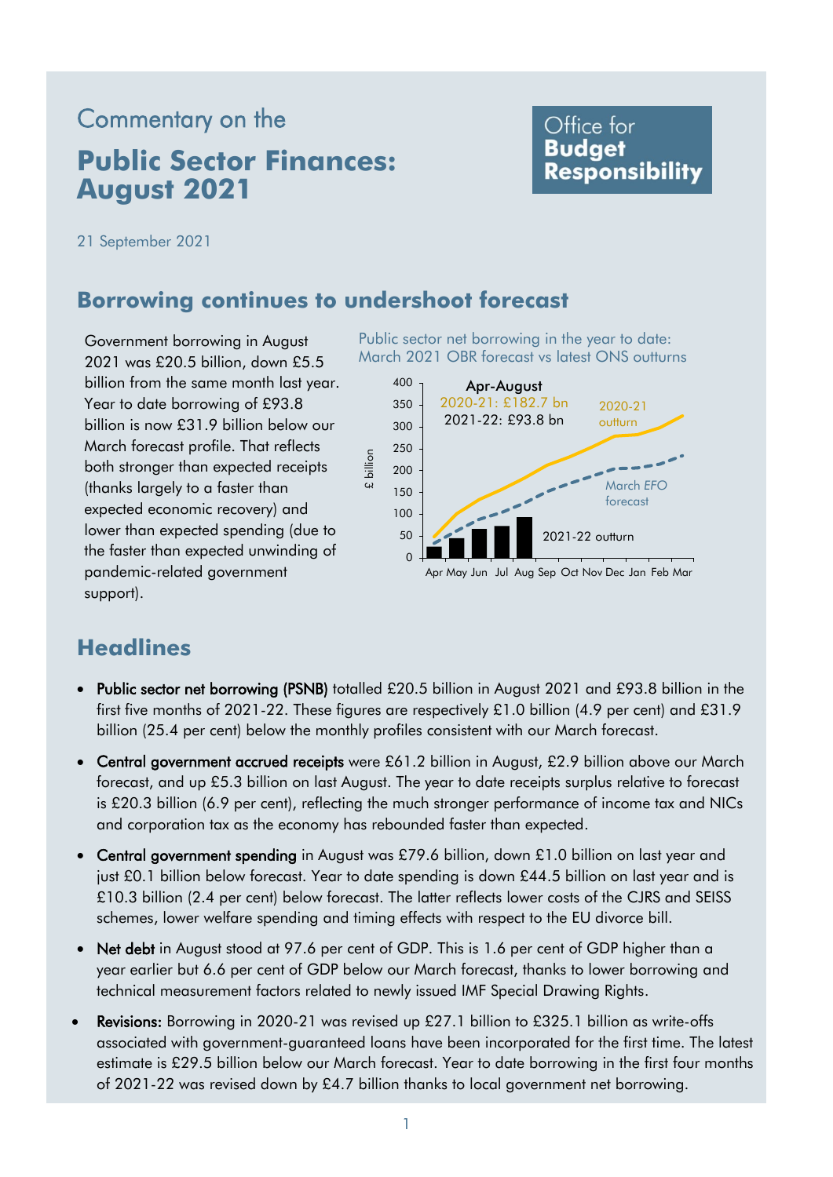Commentary on the

# Public Sector Finances: August 2021

Office for **Budget Responsibility**

21 September 2021

## Borrowing continues to undershoot forecast

Government borrowing in August 2021 was £20.5 billion, down £5.5 billion from the same month last year. Year to date borrowing of £93.8 billion is now £31.9 billion below our March forecast profile. That reflects both stronger than expected receipts (thanks largely to a faster than expected economic recovery) and lower than expected spending (due to the faster than expected unwinding of pandemic-related government support).

Public sector net borrowing in the year to date: March 2021 OBR forecast vs latest ONS outturns

## Headlines

- **Public sector net borrowing (PSNB)** totalled £20.5 billion in August 2021 and £93.8 billion in the first five months of 2021-22. These figures are respectively £1.0 billion (4.9 per cent) and £31.9 billion (25.4 per cent) below the monthly profiles consistent with our March forecast.
- **Central government accrued receipts** were £61.2 billion in August, £2.9 billion above our March forecast, and up £5.3 billion on last August. The year to date receipts surplus relative to forecast is £20.3 billion (6.9 per cent), reflecting the much stronger performance of income tax and NICs and corporation tax as the economy has rebounded faster than expected.
- **Central government spending** in August was £79.6 billion, down £1.0 billion on last year and just £0.1 billion below forecast. Year to date spending is down £44.5 billion on last year and is £10.3 billion (2.4 per cent) below forecast. The latter reflects lower costs of the CJRS and SEISS schemes, lower welfare spending and timing effects with respect to the EU divorce bill.
- **Net debt** in August stood at 97.6 per cent of GDP. This is 1.6 per cent of GDP higher than a year earlier but 6.6 per cent of GDP below our March forecast, thanks to lower borrowing and technical measurement factors related to newly issued IMF Special Drawing Rights.
- **Revisions:** Borrowing in 2020-21 was revised up £27.1 billion to £325.1 billion as write-offs associated with government-guaranteed loans have been incorporated for the first time. The latest estimate is £29.5 billion below our March forecast. Year to date borrowing in the first four months of 2021-22 was revised down by £4.7 billion thanks to local government net borrowing.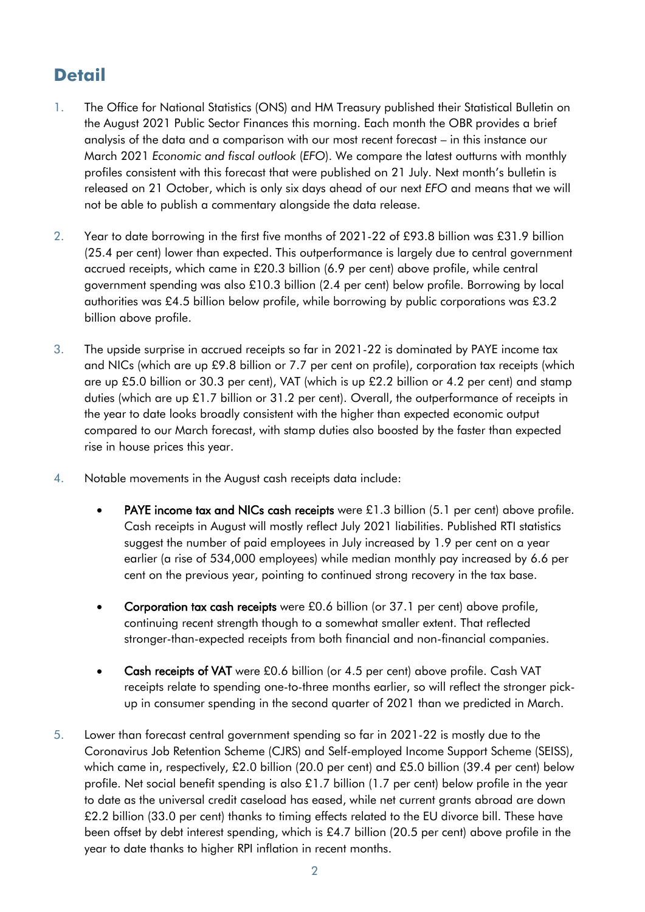## Detail

1. The Office for National Statistics (ONS) and HM Treasury published their Statistical Bulletin on the August 2021 Public Sector Finances this morning. Each month the OBR provides a brief analysis of the data and a comparison with our most recent forecast – in this instance our March 2021 *Economic and fiscal outlook* (*EFO*). We compare the latest outturns with monthly profiles consistent with this forecast that were published on 21 July. Next month's bulletin is released on 21 October, which is only six days ahead of our next *EFO* and means that we will not be able to publish a commentary alongside the data release.

2. Year to date borrowing in the first five months of 2021-22 of £93.8 billion was £31.9 billion (25.4 per cent) lower than expected. This outperformance is largely due to central government accrued receipts, which came in £20.3 billion (6.9 per cent) above profile, while central government spending was also £10.3 billion (2.4 per cent) below profile. Borrowing by local authorities was £4.5 billion below profile, while borrowing by public corporations was £3.2 billion above profile.

3. The upside surprise in accrued receipts so far in 2021-22 is dominated by PAYE income tax and NICs (which are up £9.8 billion or 7.7 per cent on profile), corporation tax receipts (which are up £5.0 billion or 30.3 per cent), VAT (which is up £2.2 billion or 4.2 per cent) and stamp duties (which are up £1.7 billion or 31.2 per cent). Overall, the outperformance of receipts in the year to date looks broadly consistent with the higher than expected economic output compared to our March forecast, with stamp duties also boosted by the faster than expected rise in house prices this year.

4. Notable movements in the August cash receipts data include:

   - **PAYE income tax and NICs cash receipts** were £1.3 billion (5.1 per cent) above profile. Cash receipts in August will mostly reflect July 2021 liabilities. Published RTI statistics suggest the number of paid employees in July increased by 1.9 per cent on a year earlier (a rise of 534,000 employees) while median monthly pay increased by 6.6 per cent on the previous year, pointing to continued strong recovery in the tax base.

   - **Corporation tax cash receipts** were £0.6 billion (or 37.1 per cent) above profile, continuing recent strength though to a somewhat smaller extent. That reflected stronger-than-expected receipts from both financial and non-financial companies.

   - **Cash receipts of VAT** were £0.6 billion (or 4.5 per cent) above profile. Cash VAT receipts relate to spending one-to-three months earlier, so will reflect the stronger pick-up in consumer spending in the second quarter of 2021 than we predicted in March.

5. Lower than forecast central government spending so far in 2021-22 is mostly due to the Coronavirus Job Retention Scheme (CJRS) and Self-employed Income Support Scheme (SEISS), which came in, respectively, £2.0 billion (20.0 per cent) and £5.0 billion (39.4 per cent) below profile. Net social benefit spending is also £1.7 billion (1.7 per cent) below profile in the year to date as the universal credit caseload has eased, while net current grants abroad are down £2.2 billion (33.0 per cent) thanks to timing effects related to the EU divorce bill. These have been offset by debt interest spending, which is £4.7 billion (20.5 per cent) above profile in the year to date thanks to higher RPI inflation in recent months.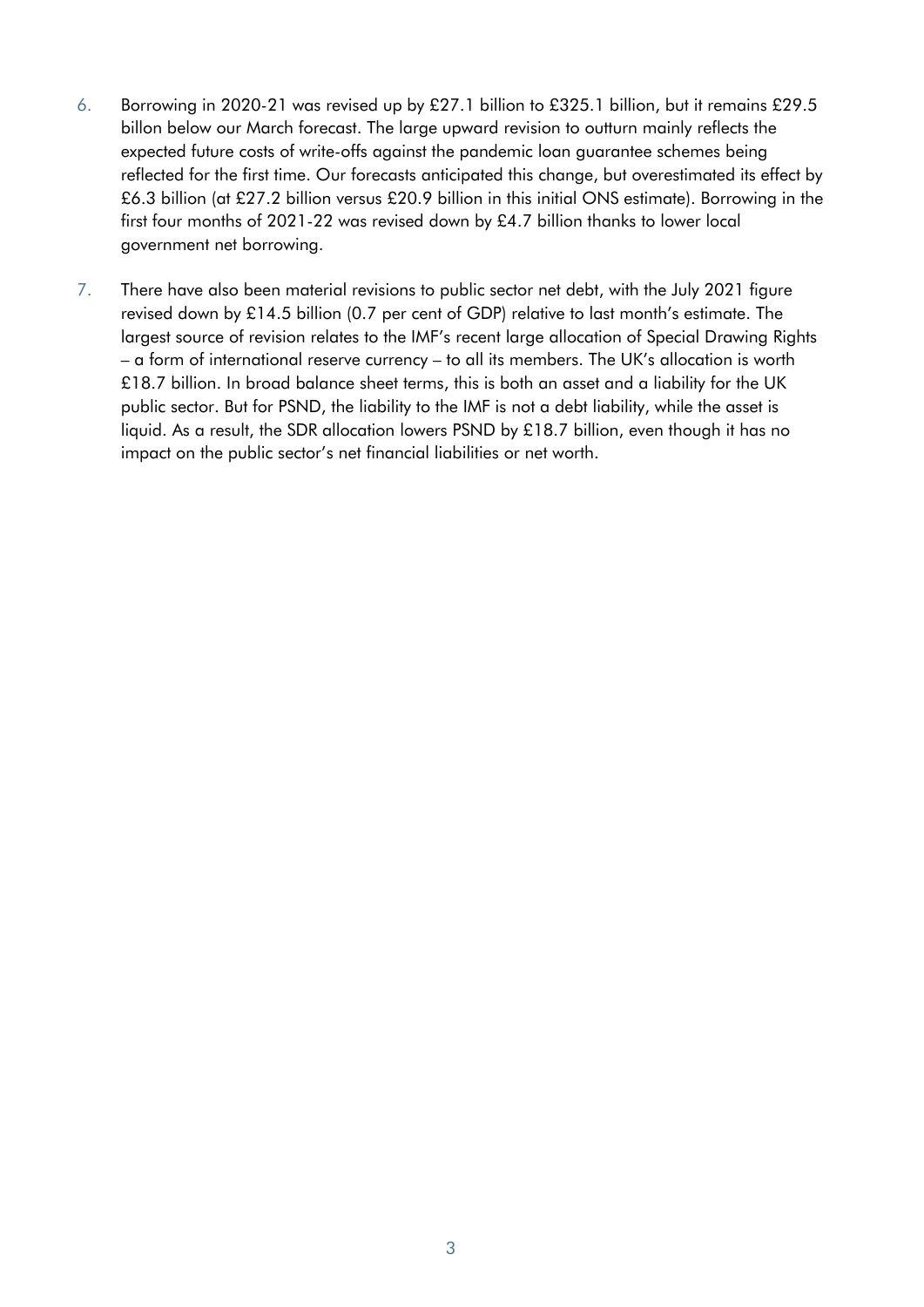6. Borrowing in 2020-21 was revised up by £27.1 billion to £325.1 billion, but it remains £29.5 billon below our March forecast. The large upward revision to outturn mainly reflects the expected future costs of write-offs against the pandemic loan guarantee schemes being reflected for the first time. Our forecasts anticipated this change, but overestimated its effect by £6.3 billion (at £27.2 billion versus £20.9 billion in this initial ONS estimate). Borrowing in the first four months of 2021-22 was revised down by £4.7 billion thanks to lower local government net borrowing.

7. There have also been material revisions to public sector net debt, with the July 2021 figure revised down by £14.5 billion (0.7 per cent of GDP) relative to last month's estimate. The largest source of revision relates to the IMF's recent large allocation of Special Drawing Rights – a form of international reserve currency – to all its members. The UK's allocation is worth £18.7 billion. In broad balance sheet terms, this is both an asset and a liability for the UK public sector. But for PSND, the liability to the IMF is not a debt liability, while the asset is liquid. As a result, the SDR allocation lowers PSND by £18.7 billion, even though it has no impact on the public sector's net financial liabilities or net worth.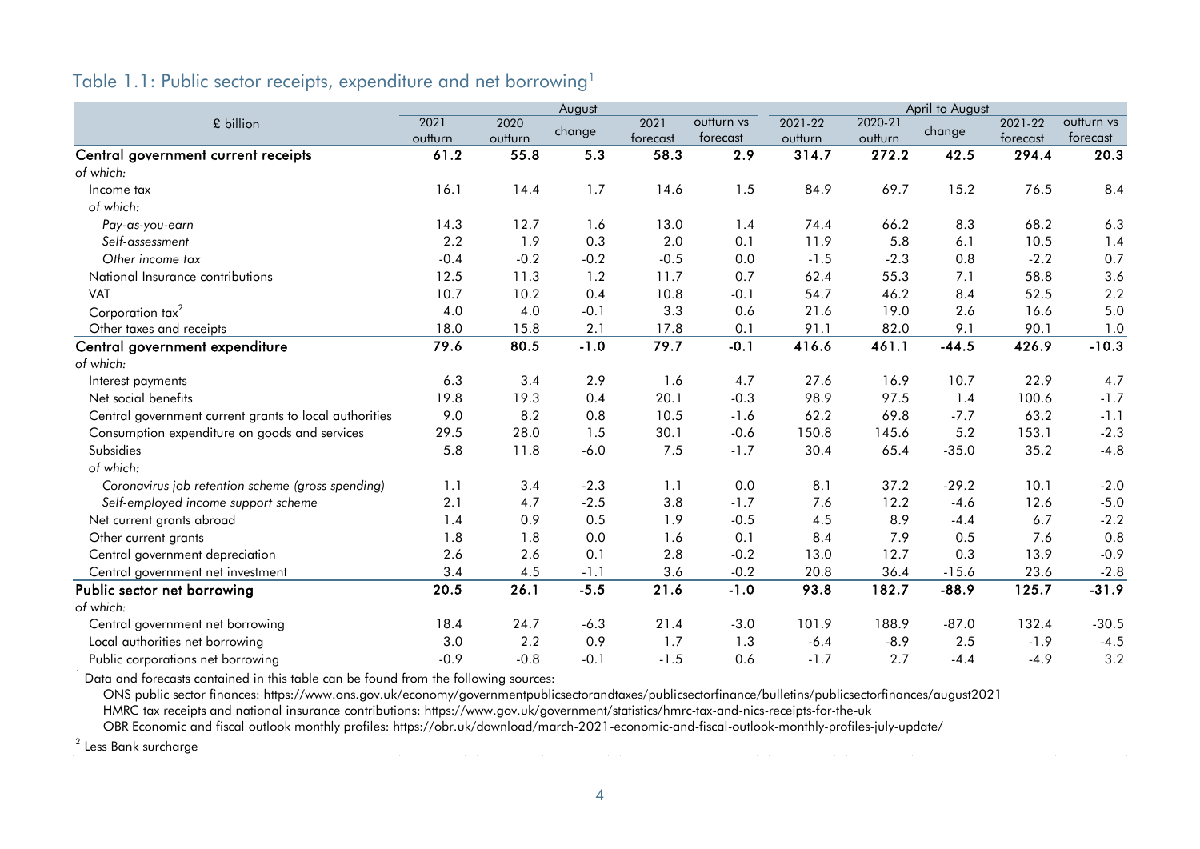## Table 1.1: Public sector receipts, expenditure and net borrowing[1]

| £ billion | August | | | | | April to August | | | | |
|---|---|---|---|---|---|---|---|---|---|---|
| | 2021 outturn | 2020 outturn | change | 2021 forecast | outturn vs forecast | 2021-22 outturn | 2020-21 outturn | change | 2021-22 forecast | outturn vs forecast |
| **Central government current receipts** | **61.2** | **55.8** | **5.3** | **58.3** | **2.9** | **314.7** | **272.2** | **42.5** | **294.4** | **20.3** |
| *of which:* | | | | | | | | | | |
| Income tax | 16.1 | 14.4 | 1.7 | 14.6 | 1.5 | 84.9 | 69.7 | 15.2 | 76.5 | 8.4 |
| *of which:* | | | | | | | | | | |
| *Pay-as-you-earn* | 14.3 | 12.7 | 1.6 | 13.0 | 1.4 | 74.4 | 66.2 | 8.3 | 68.2 | 6.3 |
| *Self-assessment* | 2.2 | 1.9 | 0.3 | 2.0 | 0.1 | 11.9 | 5.8 | 6.1 | 10.5 | 1.4 |
| *Other income tax* | -0.4 | -0.2 | -0.2 | -0.5 | 0.0 | -1.5 | -2.3 | 0.8 | -2.2 | 0.7 |
| National Insurance contributions | 12.5 | 11.3 | 1.2 | 11.7 | 0.7 | 62.4 | 55.3 | 7.1 | 58.8 | 3.6 |
| VAT | 10.7 | 10.2 | 0.4 | 10.8 | -0.1 | 54.7 | 46.2 | 8.4 | 52.5 | 2.2 |
| Corporation tax[2] | 4.0 | 4.0 | -0.1 | 3.3 | 0.6 | 21.6 | 19.0 | 2.6 | 16.6 | 5.0 |
| Other taxes and receipts | 18.0 | 15.8 | 2.1 | 17.8 | 0.1 | 91.1 | 82.0 | 9.1 | 90.1 | 1.0 |
| **Central government expenditure** | **79.6** | **80.5** | **-1.0** | **79.7** | **-0.1** | **416.6** | **461.1** | **-44.5** | **426.9** | **-10.3** |
| *of which:* | | | | | | | | | | |
| Interest payments | 6.3 | 3.4 | 2.9 | 1.6 | 4.7 | 27.6 | 16.9 | 10.7 | 22.9 | 4.7 |
| Net social benefits | 19.8 | 19.3 | 0.4 | 20.1 | -0.3 | 98.9 | 97.5 | 1.4 | 100.6 | -1.7 |
| Central government current grants to local authorities | 9.0 | 8.2 | 0.8 | 10.5 | -1.6 | 62.2 | 69.8 | -7.7 | 63.2 | -1.1 |
| Consumption expenditure on goods and services | 29.5 | 28.0 | 1.5 | 30.1 | -0.6 | 150.8 | 145.6 | 5.2 | 153.1 | -2.3 |
| Subsidies | 5.8 | 11.8 | -6.0 | 7.5 | -1.7 | 30.4 | 65.4 | -35.0 | 35.2 | -4.8 |
| *of which:* | | | | | | | | | | |
| *Coronavirus job retention scheme (gross spending)* | 1.1 | 3.4 | -2.3 | 1.1 | 0.0 | 8.1 | 37.2 | -29.2 | 10.1 | -2.0 |
| *Self-employed income support scheme* | 2.1 | 4.7 | -2.5 | 3.8 | -1.7 | 7.6 | 12.2 | -4.6 | 12.6 | -5.0 |
| Net current grants abroad | 1.4 | 0.9 | 0.5 | 1.9 | -0.5 | 4.5 | 8.9 | -4.4 | 6.7 | -2.2 |
| Other current grants | 1.8 | 1.8 | 0.0 | 1.6 | 0.1 | 8.4 | 7.9 | 0.5 | 7.6 | 0.8 |
| Central government depreciation | 2.6 | 2.6 | 0.1 | 2.8 | -0.2 | 13.0 | 12.7 | 0.3 | 13.9 | -0.9 |
| Central government net investment | 3.4 | 4.5 | -1.1 | 3.6 | -0.2 | 20.8 | 36.4 | -15.6 | 23.6 | -2.8 |
| **Public sector net borrowing** | **20.5** | **26.1** | **-5.5** | **21.6** | **-1.0** | **93.8** | **182.7** | **-88.9** | **125.7** | **-31.9** |
| *of which:* | | | | | | | | | | |
| Central government net borrowing | 18.4 | 24.7 | -6.3 | 21.4 | -3.0 | 101.9 | 188.9 | -87.0 | 132.4 | -30.5 |
| Local authorities net borrowing | 3.0 | 2.2 | 0.9 | 1.7 | 1.3 | -6.4 | -8.9 | 2.5 | -1.9 | -4.5 |
| Public corporations net borrowing | -0.9 | -0.8 | -0.1 | -1.5 | 0.6 | -1.7 | 2.7 | -4.4 | -4.9 | 3.2 |

[1] Data and forecasts contained in this table can be found from the following sources:

ONS public sector finances: https://www.ons.gov.uk/economy/governmentpublicsectorandtaxes/publicsectorfinance/bulletins/publicsectorfinances/august2021

HMRC tax receipts and national insurance contributions: https://www.gov.uk/government/statistics/hmrc-tax-and-nics-receipts-for-the-uk

OBR Economic and fiscal outlook monthly profiles: https://obr.uk/download/march-2021-economic-and-fiscal-outlook-monthly-profiles-july-update/

[2] Less Bank surcharge